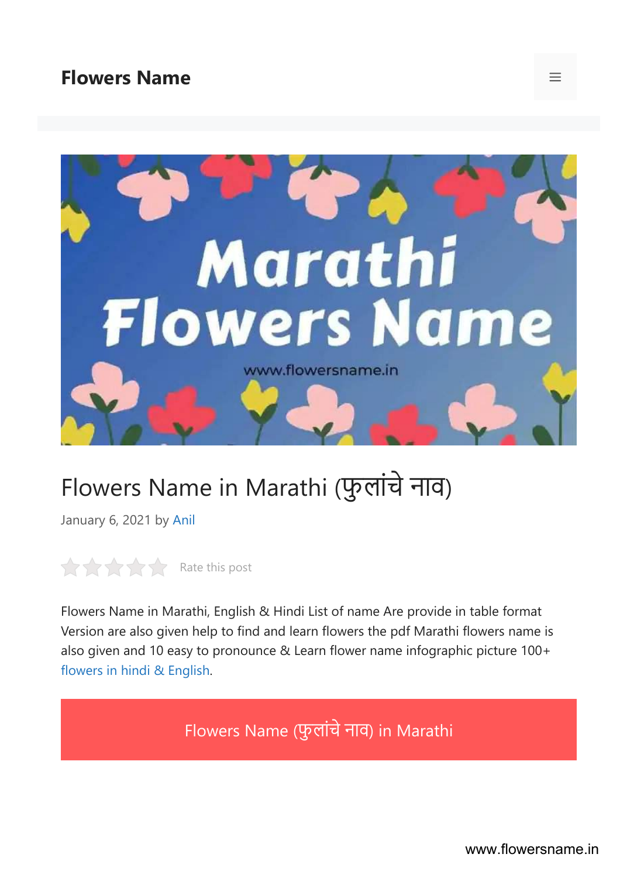**Flowers Name**

# Flowers Name in Marathi (फुलांचे नाव)

January 6, 2021 by Anil

Rate this post

Flowers Name in Marathi, English & Hindi List of name Are provide in table format Version are also given help to find and learn flowers the pdf Marathi flowers name is also given and 10 easy to pronounce & Learn flower name infographic picture 100+ flowers in hindi & English.

## Flowers Name (फुलांचे नाव) in Marathi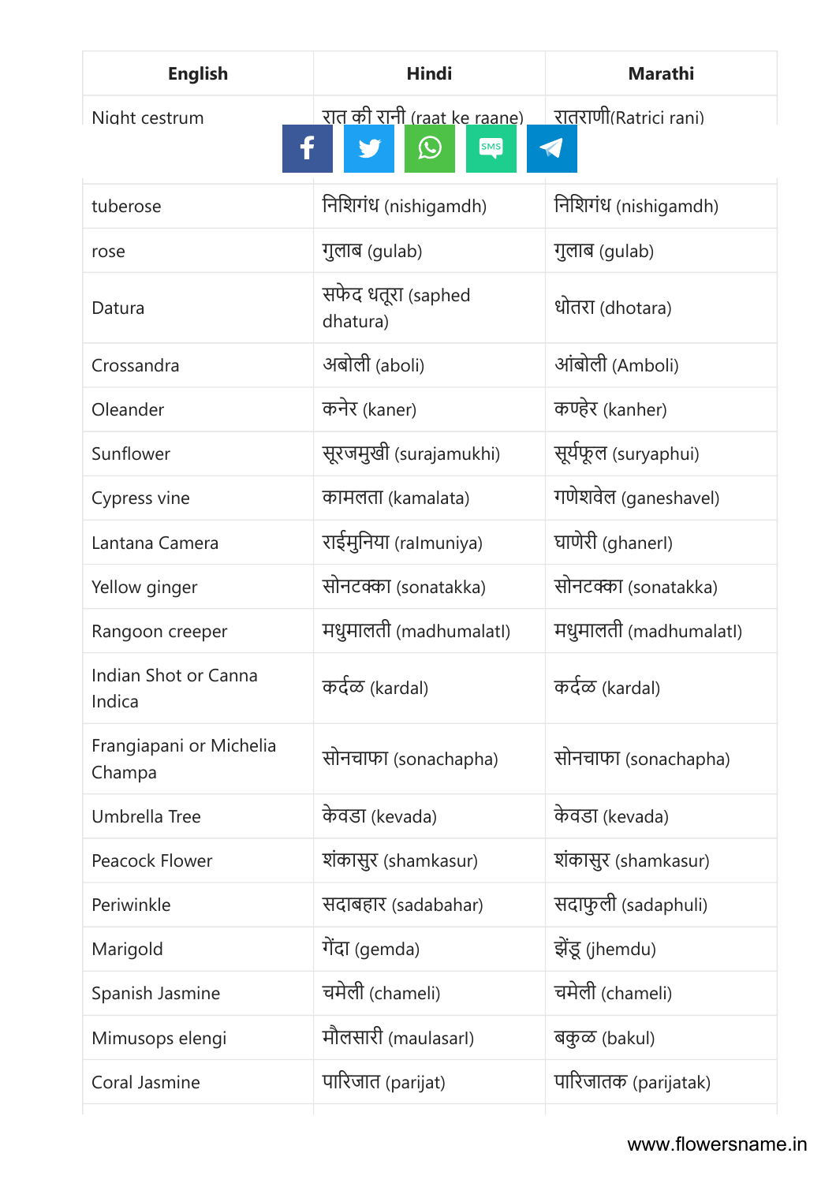| English | Hindi | Marathi |
| --- | --- | --- |
| Night cestrum | रात की रानी (raat ke raane) | रातराणी(Ratrici rani) |
| tuberose | निशिगंध (nishigamdh) | निशिगंध (nishigamdh) |
| rose | गुलाब (gulab) | गुलाब (gulab) |
| Datura | सफेद धतूरा (saphed dhatura) | धोतरा (dhotara) |
| Crossandra | अबोली (aboli) | आंबोली (Amboli) |
| Oleander | कनेर (kaner) | कण्हेर (kanher) |
| Sunflower | सूरजमुखी (surajamukhi) | सूर्यफूल (suryaphui) |
| Cypress vine | कामलता (kamalata) | गणेशवेल (ganeshavel) |
| Lantana Camera | राईमुनिया (ralmuniya) | घाणेरी (ghanerl) |
| Yellow ginger | सोनटक्का (sonatakka) | सोनटक्का (sonatakka) |
| Rangoon creeper | मधुमालती (madhumalatl) | मधुमालती (madhumalatl) |
| Indian Shot or Canna Indica | कर्दळ (kardal) | कर्दळ (kardal) |
| Frangiapani or Michelia Champa | सोनचाफा (sonachapha) | सोनचाफा (sonachapha) |
| Umbrella Tree | केवडा (kevada) | केवडा (kevada) |
| Peacock Flower | शंकासुर (shamkasur) | शंकासुर (shamkasur) |
| Periwinkle | सदाबहार (sadabahar) | सदाफुली (sadaphuli) |
| Marigold | गेंदा (gemda) | झेंडू (jhemdu) |
| Spanish Jasmine | चमेली (chameli) | चमेली (chameli) |
| Mimusops elengi | मौलसारी (maulasarl) | बकुळ (bakul) |
| Coral Jasmine | पारिजात (parijat) | पारिजातक (parijatak) |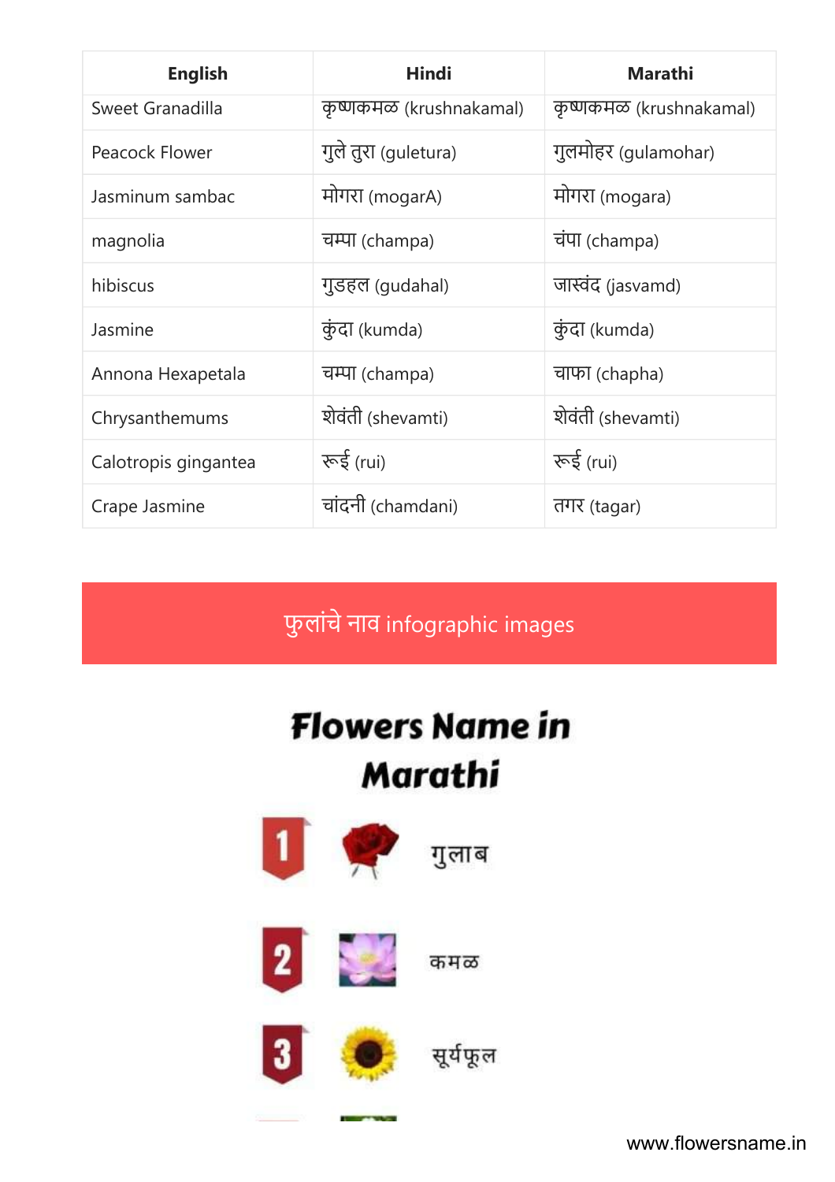| English | Hindi | Marathi |
|---|---|---|
| Sweet Granadilla | कृष्णकमळ (krushnakamal) | कृष्णकमळ (krushnakamal) |
| Peacock Flower | गुले तुरा (guletura) | गुलमोहर (gulamohar) |
| Jasminum sambac | मोगरा (mogarA) | मोगरा (mogara) |
| magnolia | चम्पा (champa) | चंपा (champa) |
| hibiscus | गुडहल (gudahal) | जास्वंद (jasvamd) |
| Jasmine | कुंदा (kumda) | कुंदा (kumda) |
| Annona Hexapetala | चम्पा (champa) | चाफा (chapha) |
| Chrysanthemums | शेवंती (shevamti) | शेवंती (shevamti) |
| Calotropis gingantea | रूई (rui) | रूई (rui) |
| Crape Jasmine | चांदनी (chamdani) | तगर (tagar) |

## फुलांचे नाव infographic images

**Flowers Name in Marathi**

1. गुलाब
2. कमळ
3. सूर्यफूल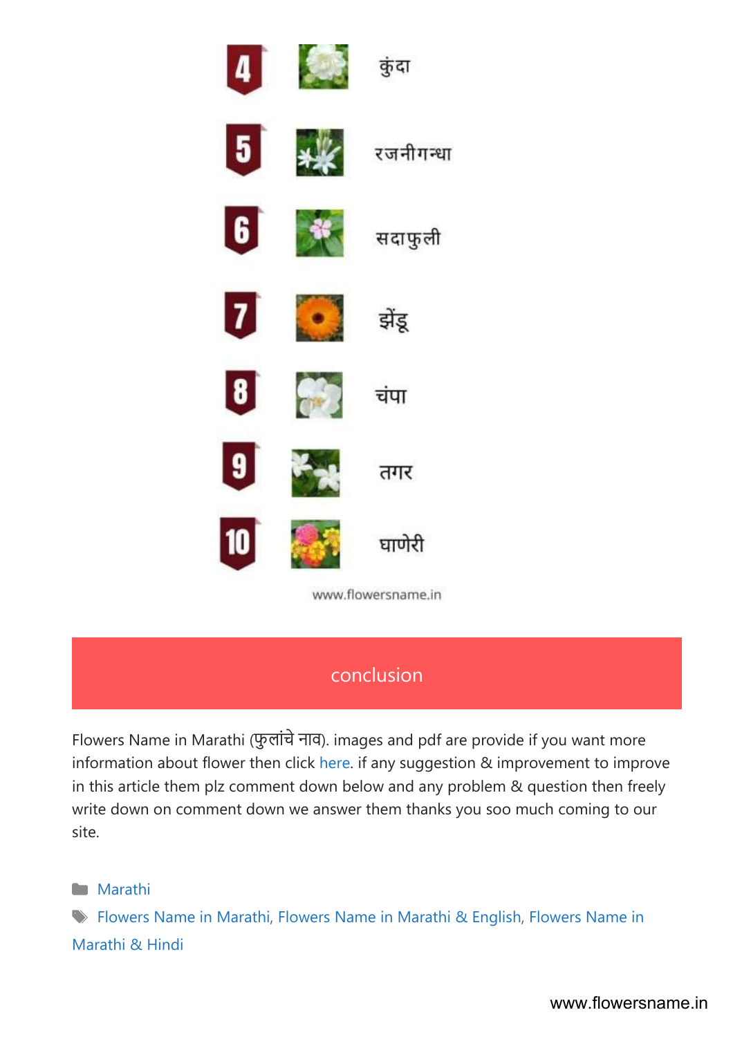4 कुंदा

5 रजनीगन्धा

6 सदाफुली

7 झेंडू

8 चंपा

9 तगर

10 घाणेरी

www.flowersname.in

## conclusion

Flowers Name in Marathi (फुलांचे नाव). images and pdf are provide if you want more information about flower then click here. if any suggestion & improvement to improve in this article them plz comment down below and any problem & question then freely write down on comment down we answer them thanks you soo much coming to our site.

Marathi

Flowers Name in Marathi, Flowers Name in Marathi & English, Flowers Name in Marathi & Hindi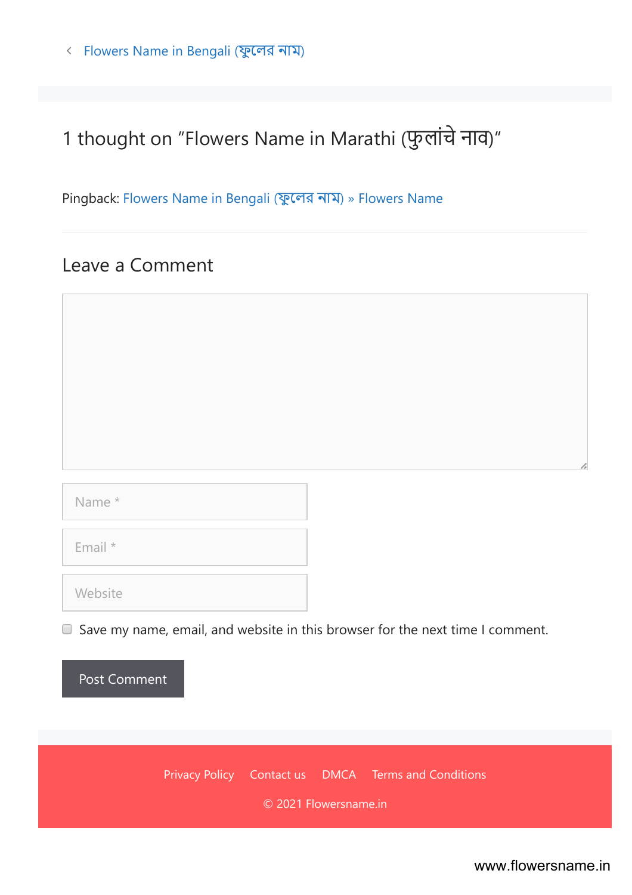< Flowers Name in Bengali (ফুলের নাম)

## 1 thought on "Flowers Name in Marathi (फुलांचे नाव)"

Pingback: Flowers Name in Bengali (ফুলের নাম) » Flowers Name

## Leave a Comment

Name *

Email *

Website

Save my name, email, and website in this browser for the next time I comment.

Post Comment

Privacy Policy Contact us DMCA Terms and Conditions

© 2021 Flowersname.in